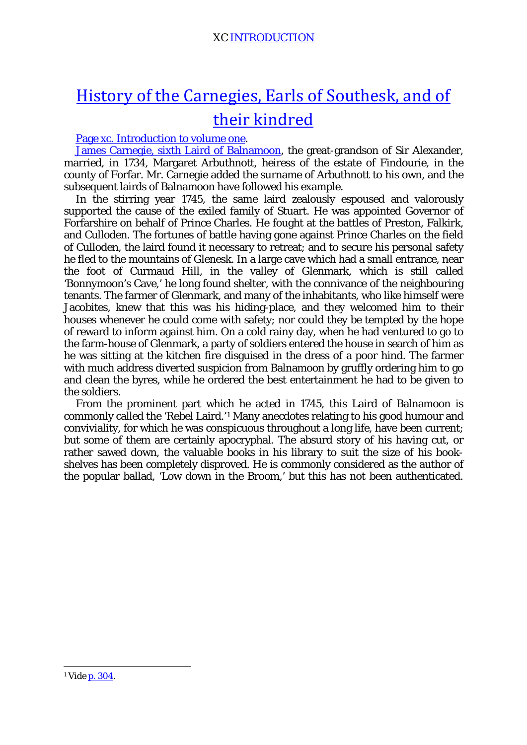# History of the Carnegies, Earls of Southesk, and of their kindred

Page xc. Introduction to volume one.

James Carnegie, sixth Laird of Balnamoon, the great-grandson of Sir Alexander, married, in 1734, Margaret Arbuthnott, heiress of the estate of Findourie, in the county of Forfar. Mr. Carnegie added the surname of Arbuthnott to his own, and the subsequent lairds of Balnamoon have followed his example.

In the stirring year 1745, the same laird zealously espoused and valorously supported the cause of the exiled family of Stuart. He was appointed Governor of Forfarshire on behalf of Prince Charles. He fought at the battles of Preston, Falkirk, and Culloden. The fortunes of battle having gone against Prince Charles on the field of Culloden, the laird found it necessary to retreat; and to secure his personal safety he fled to the mountains of Glenesk. In a large cave which had a small entrance, near the foot of Curmaud Hill, in the valley of Glenmark, which is still called 'Bonnymoon's Cave,' he long found shelter, with the connivance of the neighbouring tenants. The farmer of Glenmark, and many of the inhabitants, who like himself were Jacobites, knew that this was his hiding-place, and they welcomed him to their houses whenever he could come with safety; nor could they be tempted by the hope of reward to inform against him. On a cold rainy day, when he had ventured to go to the farm-house of Glenmark, a party of soldiers entered the house in search of him as he was sitting at the kitchen fire disguised in the dress of a poor hind. The farmer with much address diverted suspicion from Balnamoon by gruffly ordering him to go and clean the byres, while he ordered the best entertainment he had to be given to the soldiers.

From the prominent part which he acted in 1745, this Laird of Balnamoon is commonly called the 'Rebel Laird.'[1] Many anecdotes relating to his good humour and conviviality, for which he was conspicuous throughout a long life, have been current; but some of them are certainly apocryphal. The absurd story of his having cut, or rather sawed down, the valuable books in his library to suit the size of his book-shelves has been completely disproved. He is commonly considered as the author of the popular ballad, 'Low down in the Broom,' but this has not been authenticated.

---

[1] Vide p. 304.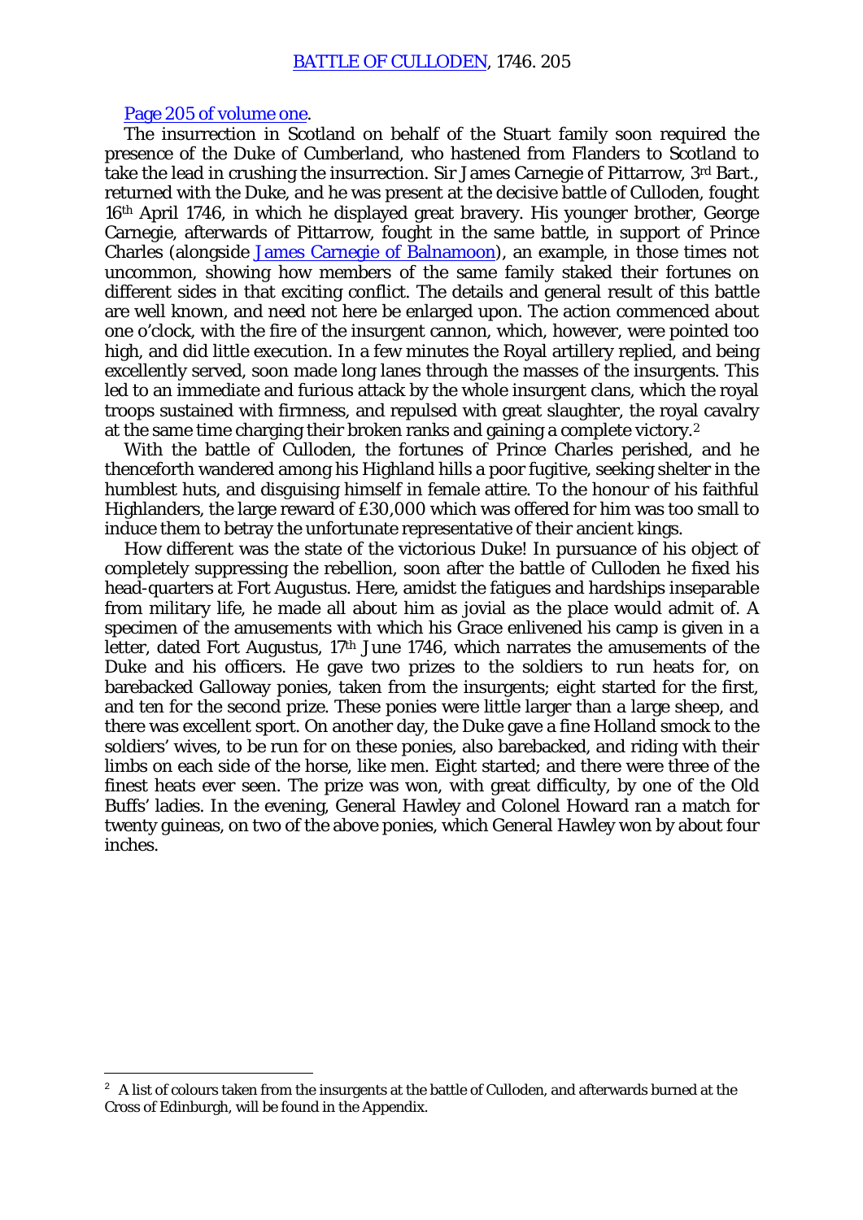Page 205 of volume one.

The insurrection in Scotland on behalf of the Stuart family soon required the presence of the Duke of Cumberland, who hastened from Flanders to Scotland to take the lead in crushing the insurrection. Sir James Carnegie of Pittarrow, 3rd Bart., returned with the Duke, and he was present at the decisive battle of Culloden, fought 16th April 1746, in which he displayed great bravery. His younger brother, George Carnegie, afterwards of Pittarrow, fought in the same battle, in support of Prince Charles (alongside James Carnegie of Balnamoon), an example, in those times not uncommon, showing how members of the same family staked their fortunes on different sides in that exciting conflict. The details and general result of this battle are well known, and need not here be enlarged upon. The action commenced about one o'clock, with the fire of the insurgent cannon, which, however, were pointed too high, and did little execution. In a few minutes the Royal artillery replied, and being excellently served, soon made long lanes through the masses of the insurgents. This led to an immediate and furious attack by the whole insurgent clans, which the royal troops sustained with firmness, and repulsed with great slaughter, the royal cavalry at the same time charging their broken ranks and gaining a complete victory.[2]

With the battle of Culloden, the fortunes of Prince Charles perished, and he thenceforth wandered among his Highland hills a poor fugitive, seeking shelter in the humblest huts, and disguising himself in female attire. To the honour of his faithful Highlanders, the large reward of £30,000 which was offered for him was too small to induce them to betray the unfortunate representative of their ancient kings.

How different was the state of the victorious Duke! In pursuance of his object of completely suppressing the rebellion, soon after the battle of Culloden he fixed his head-quarters at Fort Augustus. Here, amidst the fatigues and hardships inseparable from military life, he made all about him as jovial as the place would admit of. A specimen of the amusements with which his Grace enlivened his camp is given in a letter, dated Fort Augustus, 17th June 1746, which narrates the amusements of the Duke and his officers. He gave two prizes to the soldiers to run heats for, on barebacked Galloway ponies, taken from the insurgents; eight started for the first, and ten for the second prize. These ponies were little larger than a large sheep, and there was excellent sport. On another day, the Duke gave a fine Holland smock to the soldiers' wives, to be run for on these ponies, also barebacked, and riding with their limbs on each side of the horse, like men. Eight started; and there were three of the finest heats ever seen. The prize was won, with great difficulty, by one of the Old Buffs' ladies. In the evening, General Hawley and Colonel Howard ran a match for twenty guineas, on two of the above ponies, which General Hawley won by about four inches.

---

[2] A list of colours taken from the insurgents at the battle of Culloden, and afterwards burned at the Cross of Edinburgh, will be found in the Appendix.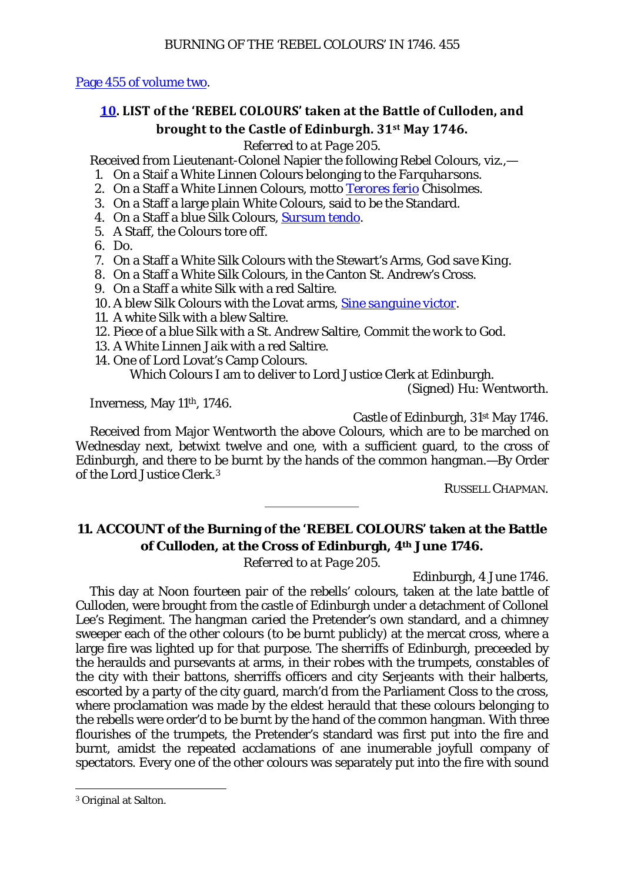[Page 455 of volume two](#).

## [10](#). LIST of the 'REBEL COLOURS' taken at the Battle of Culloden, and brought to the Castle of Edinburgh. 31st May 1746.

*Referred to at Page* 205.

Received from Lieutenant-Colonel Napier the following Rebel Colours, viz.,—

1. On a Staif a White Linnen Colours belonging to the *Farquharsons*.
2. On a Staff a White Linnen Colours, motto [Terores ferio](#) Chisolmes.
3. On a Staff a large plain White Colours, said to be the Standard.
4. On a Staff a blue Silk Colours, [Sursum tendo](#).
5. A Staff, the Colours tore off.
6. Do.
7. On a Staff a White Silk Colours with the Stewart's Arms, *God save King*.
8. On a Staff a White Silk Colours, in the Canton St. Andrew's Cross.
9. On a Staff a white Silk with a red Saltire.
10. A blew Silk Colours with the Lovat arms, [*Sine sanguine victor*](#).
11. A white Silk with a blew Saltire.
12. Piece of a blue Silk with a St. Andrew Saltire, Commit the *work* to God.
13. A White Linnen Jaik with a red Saltire.
14. One of Lord Lovat's Camp Colours.

Which Colours I am to deliver to Lord Justice Clerk at Edinburgh.

(Signed) Hu: Wentworth.

Inverness, May 11th, 1746.

Castle of Edinburgh, 31st May 1746.

Received from Major Wentworth the above Colours, which are to be marched on Wednesday next, betwixt twelve and one, with a sufficient guard, to the cross of Edinburgh, and there to be burnt by the hands of the common hangman.—By Order of the Lord Justice Clerk.[3]

RUSSELL CHAPMAN.

---

## 11. ACCOUNT of the Burning of the 'REBEL COLOURS' taken at the Battle of Culloden, at the Cross of Edinburgh, 4th June 1746.

*Referred to at Page* 205.

Edinburgh, 4 June 1746.

This day at Noon fourteen pair of the rebells' colours, taken at the late battle of Culloden, were brought from the castle of Edinburgh under a detachment of Collonel Lee's Regiment. The hangman caried the Pretender's own standard, and a chimney sweeper each of the other colours (to be burnt publicly) at the mercat cross, where a large fire was lighted up for that purpose. The sherriffs of Edinburgh, preceeded by the heraulds and pursevants at arms, in their robes with the trumpets, constables of the city with their battons, sherriffs officers and city Serjeants with their halberts, escorted by a party of the city guard, march'd from the Parliament Closs to the cross, where proclamation was made by the eldest herauld that these colours belonging to the rebells were order'd to be burnt by the hand of the common hangman. With three flourishes of the trumpets, the Pretender's standard was first put into the fire and burnt, amidst the repeated acclamations of ane inumerable joyfull company of spectators. Every one of the other colours was separately put into the fire with sound

[3] Original at Salton.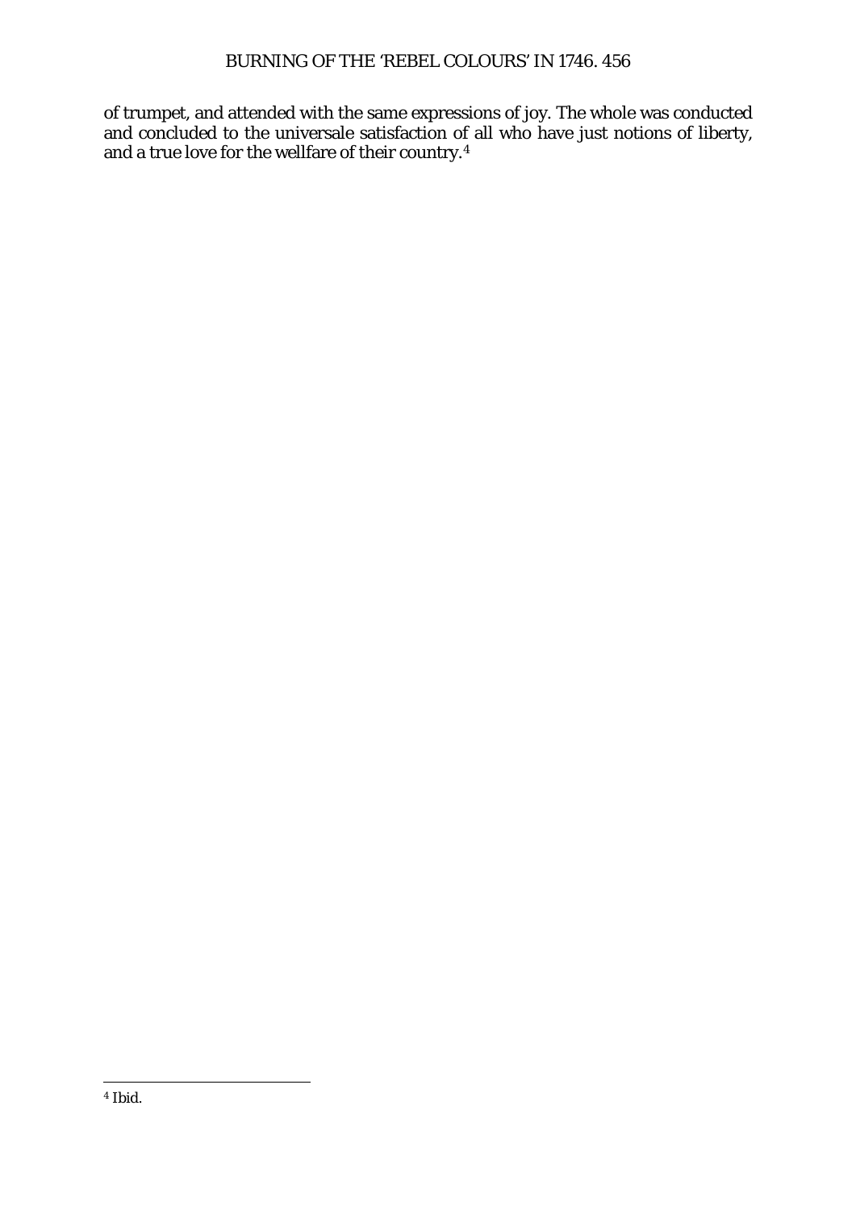of trumpet, and attended with the same expressions of joy. The whole was conducted and concluded to the universale satisfaction of all who have just notions of liberty, and a true love for the wellfare of their country.[4]

---

[4] Ibid.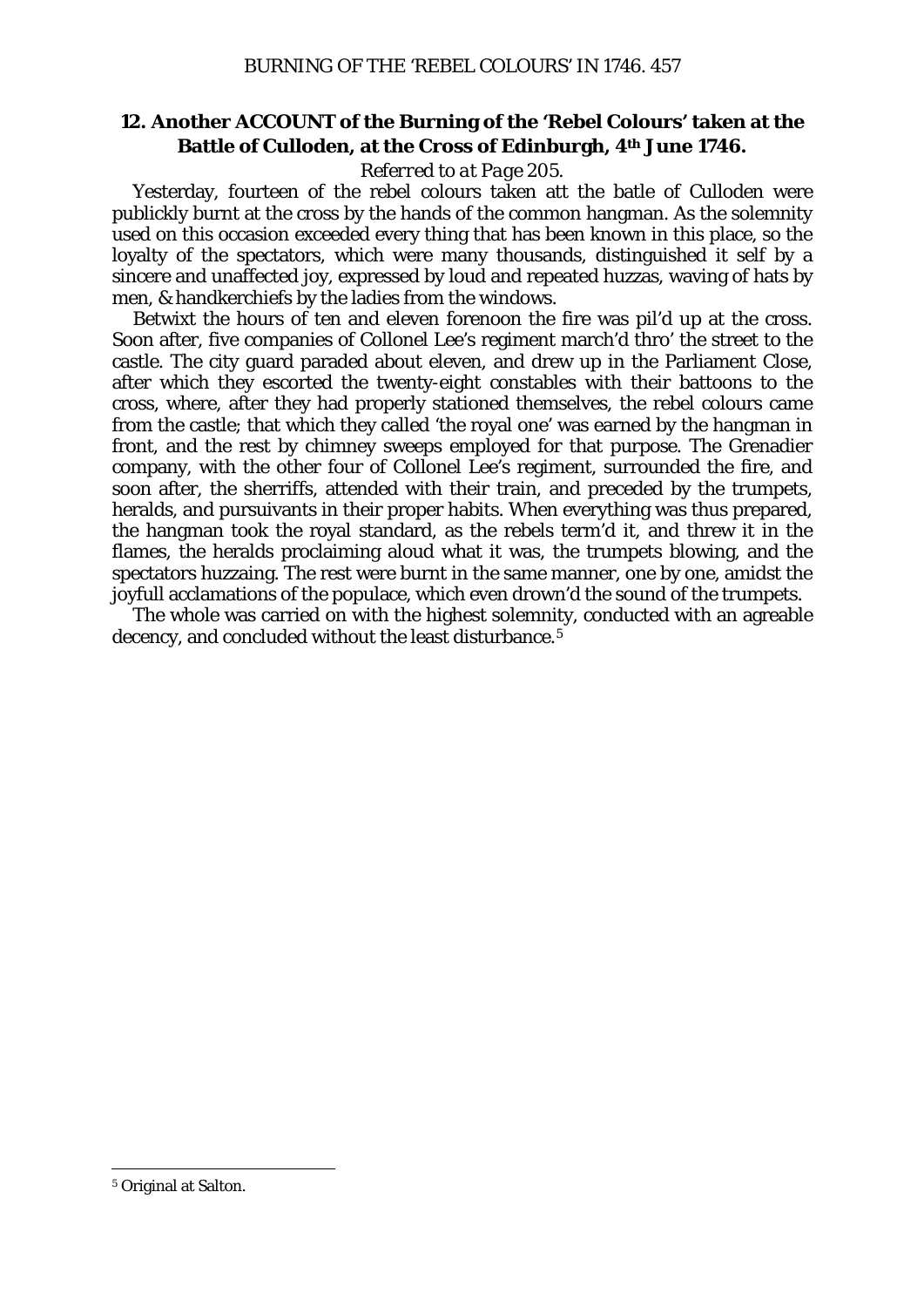## 12. Another ACCOUNT of the Burning of the 'Rebel Colours' taken at the Battle of Culloden, at the Cross of Edinburgh, 4th June 1746.

*Referred to at Page 205.*

Yesterday, fourteen of the rebel colours taken att the batle of Culloden were publickly burnt at the cross by the hands of the common hangman. As the solemnity used on this occasion exceeded every thing that has been known in this place, so the loyalty of the spectators, which were many thousands, distinguished it self by a sincere and unaffected joy, expressed by loud and repeated huzzas, waving of hats by men, & handkerchiefs by the ladies from the windows.

Betwixt the hours of ten and eleven forenoon the fire was pil'd up at the cross. Soon after, five companies of Collonel Lee's regiment march'd thro' the street to the castle. The city guard paraded about eleven, and drew up in the Parliament Close, after which they escorted the twenty-eight constables with their battoons to the cross, where, after they had properly stationed themselves, the rebel colours came from the castle; that which they called 'the royal one' was earned by the hangman in front, and the rest by chimney sweeps employed for that purpose. The Grenadier company, with the other four of Collonel Lee's regiment, surrounded the fire, and soon after, the sherriffs, attended with their train, and preceded by the trumpets, heralds, and pursuivants in their proper habits. When everything was thus prepared, the hangman took the royal standard, as the rebels term'd it, and threw it in the flames, the heralds proclaiming aloud what it was, the trumpets blowing, and the spectators huzzaing. The rest were burnt in the same manner, one by one, amidst the joyfull acclamations of the populace, which even drown'd the sound of the trumpets.

The whole was carried on with the highest solemnity, conducted with an agreable decency, and concluded without the least disturbance.[5]

---

[5] Original at Salton.